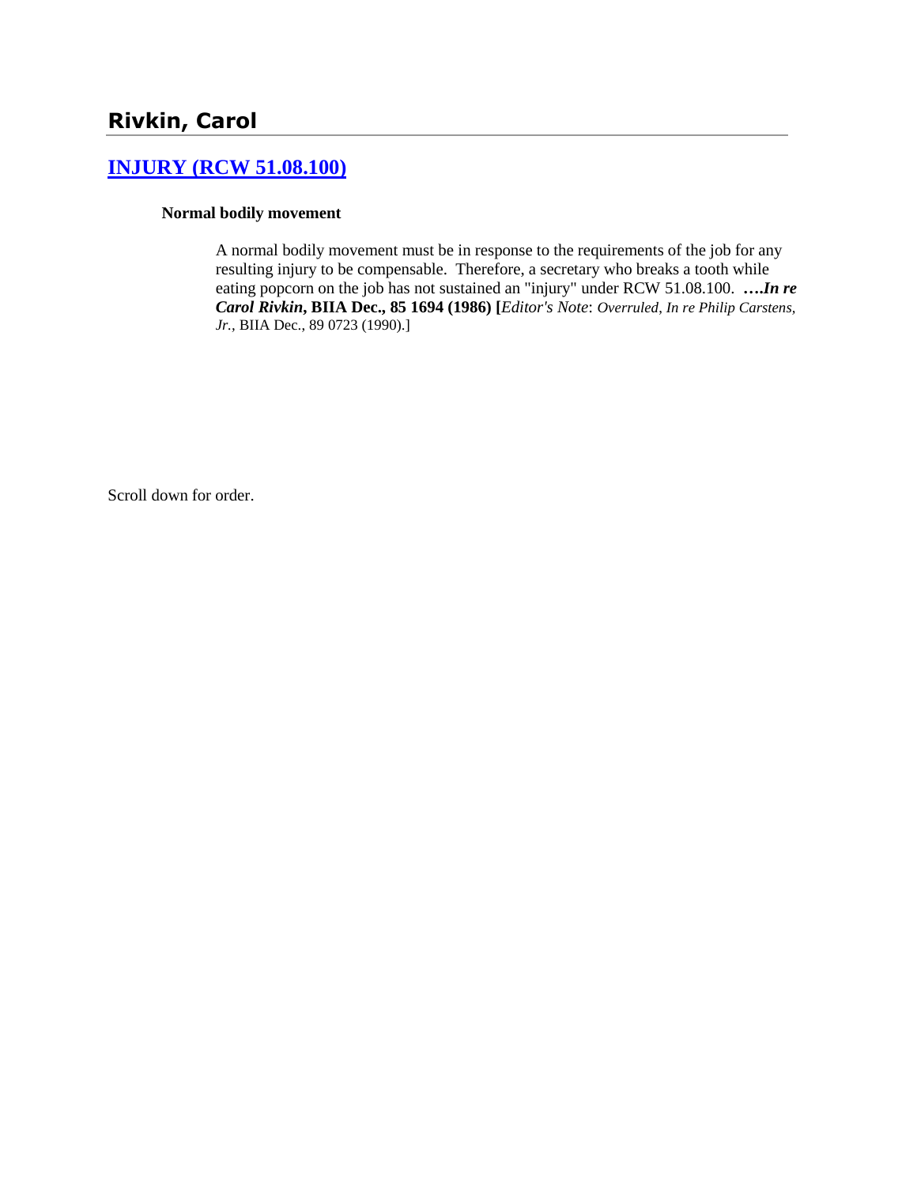## Rivkin, Carol

### [INJURY (RCW 51.08.100)]

**Normal bodily movement**

A normal bodily movement must be in response to the requirements of the job for any resulting injury to be compensable. Therefore, a secretary who breaks a tooth while eating popcorn on the job has not sustained an "injury" under RCW 51.08.100. ***….In re Carol Rivkin*, BIIA Dec., 85 1694 (1986) [***Editor's Note*: *Overruled*, *In re Philip Carstens, Jr.*, BIIA Dec., 89 0723 (1990).]

Scroll down for order.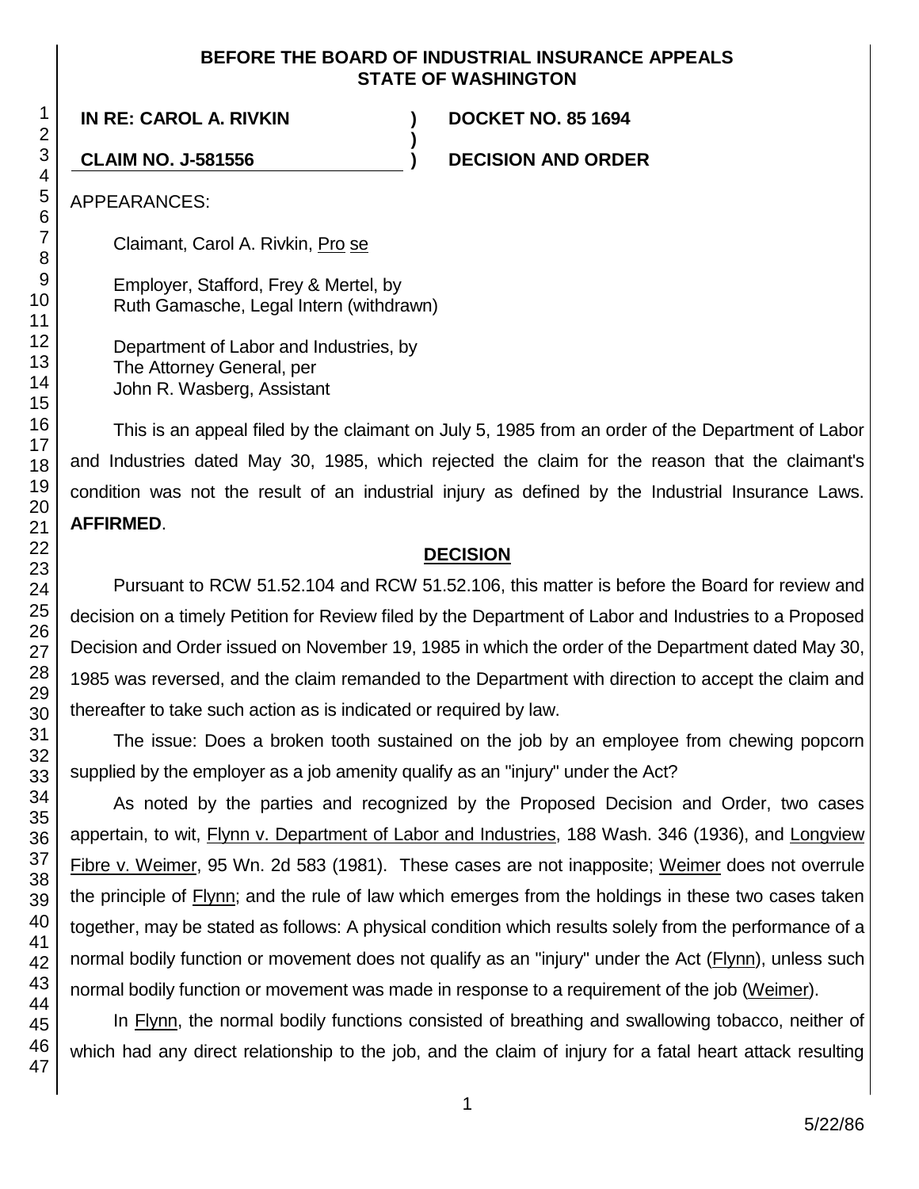**BEFORE THE BOARD OF INDUSTRIAL INSURANCE APPEALS**
**STATE OF WASHINGTON**

| | | |
|---|---|---|
| **IN RE: CAROL A. RIVKIN** | **)** | **DOCKET NO. 85 1694** |
| | **)** | |
| **CLAIM NO. J-581556** | **)** | **DECISION AND ORDER** |

APPEARANCES:

Claimant, Carol A. Rivkin, Pro se

Employer, Stafford, Frey & Mertel, by
Ruth Gamasche, Legal Intern (withdrawn)

Department of Labor and Industries, by
The Attorney General, per
John R. Wasberg, Assistant

This is an appeal filed by the claimant on July 5, 1985 from an order of the Department of Labor and Industries dated May 30, 1985, which rejected the claim for the reason that the claimant's condition was not the result of an industrial injury as defined by the Industrial Insurance Laws. **AFFIRMED**.

## DECISION

Pursuant to RCW 51.52.104 and RCW 51.52.106, this matter is before the Board for review and decision on a timely Petition for Review filed by the Department of Labor and Industries to a Proposed Decision and Order issued on November 19, 1985 in which the order of the Department dated May 30, 1985 was reversed, and the claim remanded to the Department with direction to accept the claim and thereafter to take such action as is indicated or required by law.

The issue: Does a broken tooth sustained on the job by an employee from chewing popcorn supplied by the employer as a job amenity qualify as an "injury" under the Act?

As noted by the parties and recognized by the Proposed Decision and Order, two cases appertain, to wit, Flynn v. Department of Labor and Industries, 188 Wash. 346 (1936), and Longview Fibre v. Weimer, 95 Wn. 2d 583 (1981). These cases are not inapposite; Weimer does not overrule the principle of Flynn; and the rule of law which emerges from the holdings in these two cases taken together, may be stated as follows: A physical condition which results solely from the performance of a normal bodily function or movement does not qualify as an "injury" under the Act (Flynn), unless such normal bodily function or movement was made in response to a requirement of the job (Weimer).

In Flynn, the normal bodily functions consisted of breathing and swallowing tobacco, neither of which had any direct relationship to the job, and the claim of injury for a fatal heart attack resulting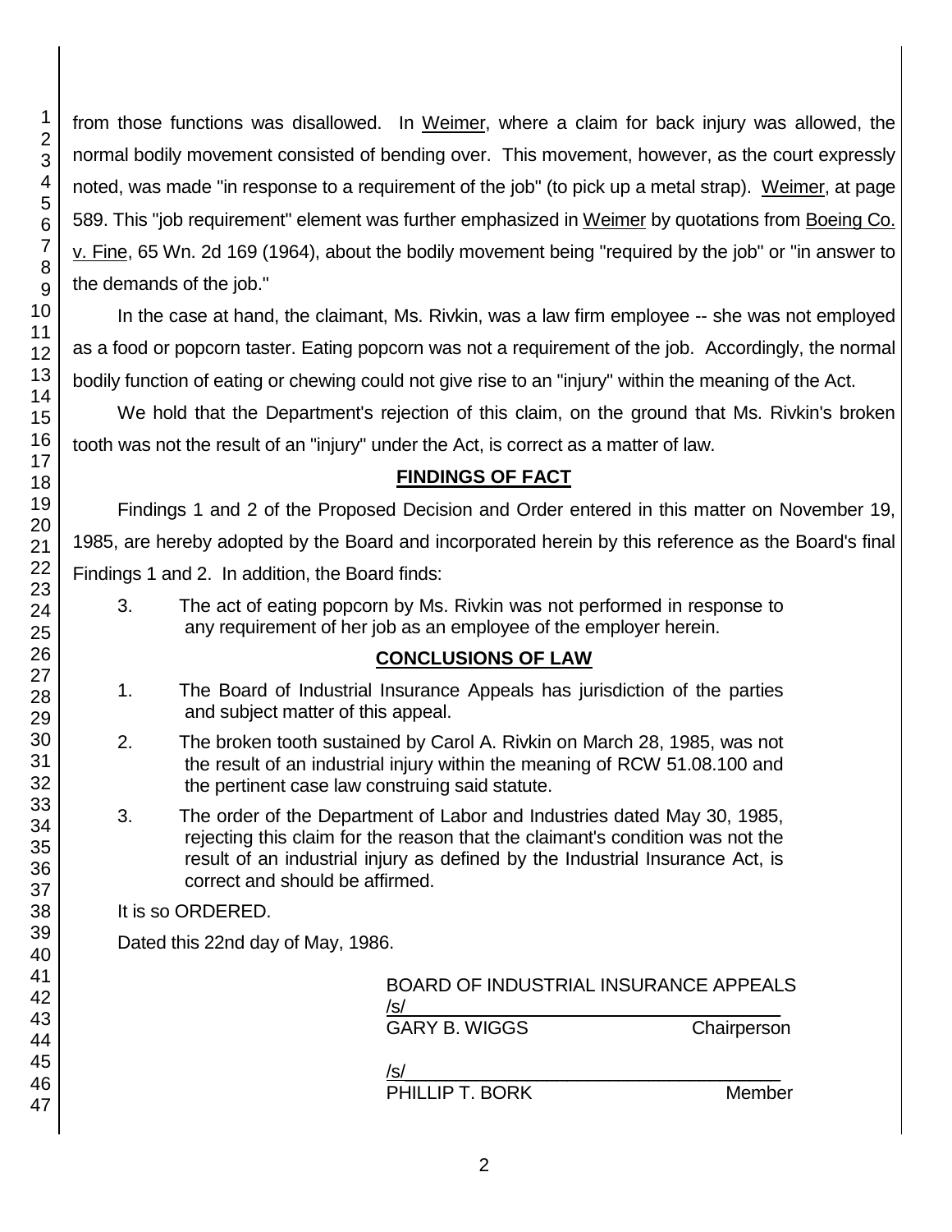from those functions was disallowed. In Weimer, where a claim for back injury was allowed, the normal bodily movement consisted of bending over. This movement, however, as the court expressly noted, was made "in response to a requirement of the job" (to pick up a metal strap). Weimer, at page 589. This "job requirement" element was further emphasized in Weimer by quotations from Boeing Co. v. Fine, 65 Wn. 2d 169 (1964), about the bodily movement being "required by the job" or "in answer to the demands of the job."

In the case at hand, the claimant, Ms. Rivkin, was a law firm employee -- she was not employed as a food or popcorn taster. Eating popcorn was not a requirement of the job. Accordingly, the normal bodily function of eating or chewing could not give rise to an "injury" within the meaning of the Act.

We hold that the Department's rejection of this claim, on the ground that Ms. Rivkin's broken tooth was not the result of an "injury" under the Act, is correct as a matter of law.

## FINDINGS OF FACT

Findings 1 and 2 of the Proposed Decision and Order entered in this matter on November 19, 1985, are hereby adopted by the Board and incorporated herein by this reference as the Board's final Findings 1 and 2. In addition, the Board finds:

3. The act of eating popcorn by Ms. Rivkin was not performed in response to any requirement of her job as an employee of the employer herein.

## CONCLUSIONS OF LAW

1. The Board of Industrial Insurance Appeals has jurisdiction of the parties and subject matter of this appeal.

2. The broken tooth sustained by Carol A. Rivkin on March 28, 1985, was not the result of an industrial injury within the meaning of RCW 51.08.100 and the pertinent case law construing said statute.

3. The order of the Department of Labor and Industries dated May 30, 1985, rejecting this claim for the reason that the claimant's condition was not the result of an industrial injury as defined by the Industrial Insurance Act, is correct and should be affirmed.

It is so ORDERED.

Dated this 22nd day of May, 1986.

BOARD OF INDUSTRIAL INSURANCE APPEALS

/s/
GARY B. WIGGS Chairperson

/s/
PHILLIP T. BORK Member